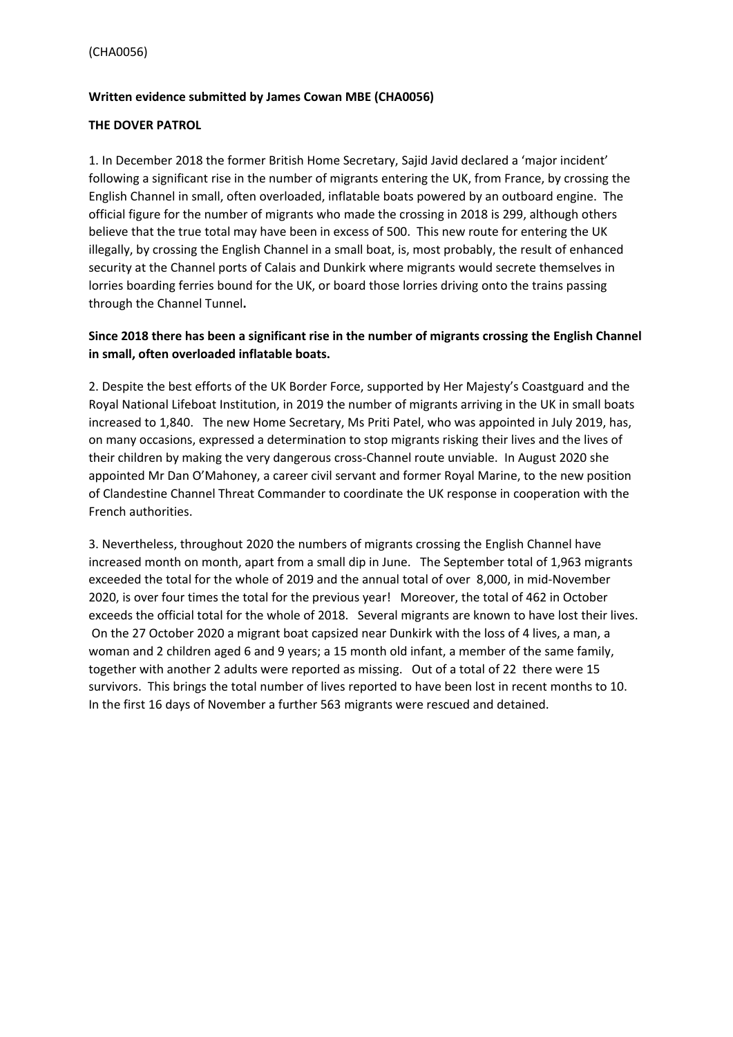(CHA0056)

**Written evidence submitted by James Cowan MBE (CHA0056)**

**THE DOVER PATROL**

1. In December 2018 the former British Home Secretary, Sajid Javid declared a 'major incident' following a significant rise in the number of migrants entering the UK, from France, by crossing the English Channel in small, often overloaded, inflatable boats powered by an outboard engine. The official figure for the number of migrants who made the crossing in 2018 is 299, although others believe that the true total may have been in excess of 500. This new route for entering the UK illegally, by crossing the English Channel in a small boat, is, most probably, the result of enhanced security at the Channel ports of Calais and Dunkirk where migrants would secrete themselves in lorries boarding ferries bound for the UK, or board those lorries driving onto the trains passing through the Channel Tunnel**.**

**Since 2018 there has been a significant rise in the number of migrants crossing the English Channel in small, often overloaded inflatable boats.**

2. Despite the best efforts of the UK Border Force, supported by Her Majesty's Coastguard and the Royal National Lifeboat Institution, in 2019 the number of migrants arriving in the UK in small boats increased to 1,840. The new Home Secretary, Ms Priti Patel, who was appointed in July 2019, has, on many occasions, expressed a determination to stop migrants risking their lives and the lives of their children by making the very dangerous cross-Channel route unviable. In August 2020 she appointed Mr Dan O'Mahoney, a career civil servant and former Royal Marine, to the new position of Clandestine Channel Threat Commander to coordinate the UK response in cooperation with the French authorities.

3. Nevertheless, throughout 2020 the numbers of migrants crossing the English Channel have increased month on month, apart from a small dip in June. The September total of 1,963 migrants exceeded the total for the whole of 2019 and the annual total of over 8,000, in mid-November 2020, is over four times the total for the previous year! Moreover, the total of 462 in October exceeds the official total for the whole of 2018. Several migrants are known to have lost their lives. On the 27 October 2020 a migrant boat capsized near Dunkirk with the loss of 4 lives, a man, a woman and 2 children aged 6 and 9 years; a 15 month old infant, a member of the same family, together with another 2 adults were reported as missing. Out of a total of 22 there were 15 survivors. This brings the total number of lives reported to have been lost in recent months to 10. In the first 16 days of November a further 563 migrants were rescued and detained.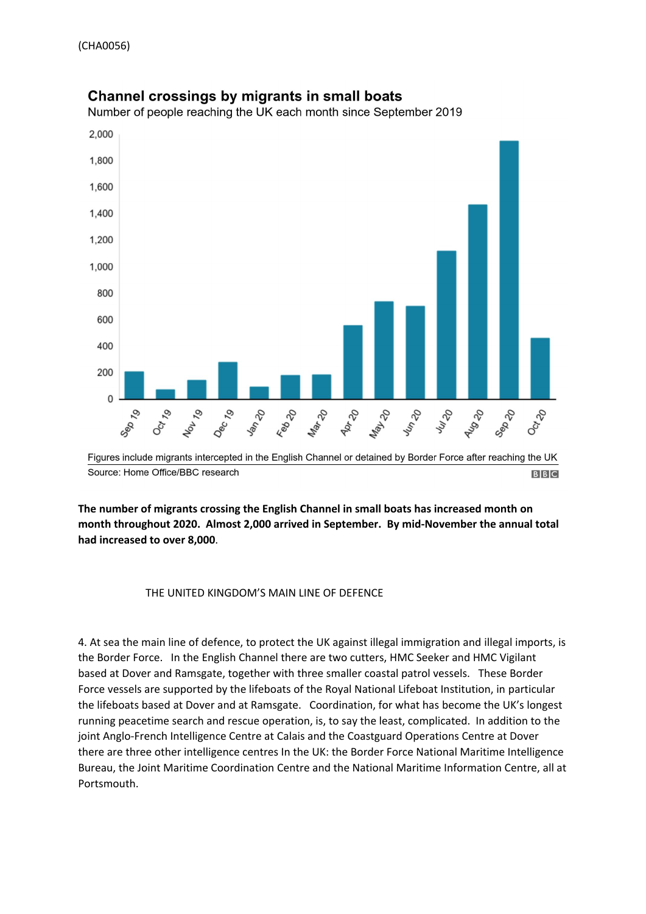**Channel crossings by migrants in small boats**

Number of people reaching the UK each month since September 2019

Figures include migrants intercepted in the English Channel or detained by Border Force after reaching the UK

Source: Home Office/BBC research

**The number of migrants crossing the English Channel in small boats has increased month on month throughout 2020. Almost 2,000 arrived in September. By mid-November the annual total had increased to over 8,000.**

## THE UNITED KINGDOM'S MAIN LINE OF DEFENCE

4. At sea the main line of defence, to protect the UK against illegal immigration and illegal imports, is the Border Force. In the English Channel there are two cutters, HMC Seeker and HMC Vigilant based at Dover and Ramsgate, together with three smaller coastal patrol vessels. These Border Force vessels are supported by the lifeboats of the Royal National Lifeboat Institution, in particular the lifeboats based at Dover and at Ramsgate. Coordination, for what has become the UK's longest running peacetime search and rescue operation, is, to say the least, complicated. In addition to the joint Anglo-French Intelligence Centre at Calais and the Coastguard Operations Centre at Dover there are three other intelligence centres In the UK: the Border Force National Maritime Intelligence Bureau, the Joint Maritime Coordination Centre and the National Maritime Information Centre, all at Portsmouth.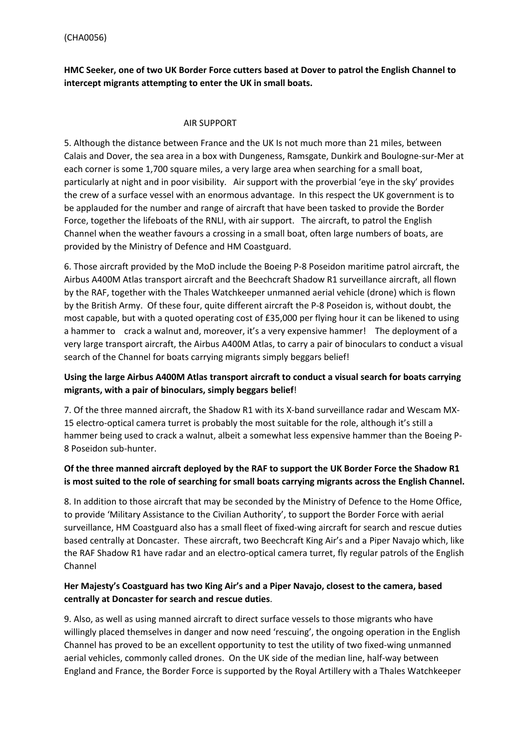(CHA0056)

**HMC Seeker, one of two UK Border Force cutters based at Dover to patrol the English Channel to intercept migrants attempting to enter the UK in small boats.**

AIR SUPPORT

5. Although the distance between France and the UK Is not much more than 21 miles, between Calais and Dover, the sea area in a box with Dungeness, Ramsgate, Dunkirk and Boulogne-sur-Mer at each corner is some 1,700 square miles, a very large area when searching for a small boat, particularly at night and in poor visibility. Air support with the proverbial 'eye in the sky' provides the crew of a surface vessel with an enormous advantage. In this respect the UK government is to be applauded for the number and range of aircraft that have been tasked to provide the Border Force, together the lifeboats of the RNLI, with air support. The aircraft, to patrol the English Channel when the weather favours a crossing in a small boat, often large numbers of boats, are provided by the Ministry of Defence and HM Coastguard.

6. Those aircraft provided by the MoD include the Boeing P-8 Poseidon maritime patrol aircraft, the Airbus A400M Atlas transport aircraft and the Beechcraft Shadow R1 surveillance aircraft, all flown by the RAF, together with the Thales Watchkeeper unmanned aerial vehicle (drone) which is flown by the British Army. Of these four, quite different aircraft the P-8 Poseidon is, without doubt, the most capable, but with a quoted operating cost of £35,000 per flying hour it can be likened to using a hammer to crack a walnut and, moreover, it's a very expensive hammer! The deployment of a very large transport aircraft, the Airbus A400M Atlas, to carry a pair of binoculars to conduct a visual search of the Channel for boats carrying migrants simply beggars belief!

**Using the large Airbus A400M Atlas transport aircraft to conduct a visual search for boats carrying migrants, with a pair of binoculars, simply beggars belief**!

7. Of the three manned aircraft, the Shadow R1 with its X-band surveillance radar and Wescam MX-15 electro-optical camera turret is probably the most suitable for the role, although it's still a hammer being used to crack a walnut, albeit a somewhat less expensive hammer than the Boeing P-8 Poseidon sub-hunter.

**Of the three manned aircraft deployed by the RAF to support the UK Border Force the Shadow R1 is most suited to the role of searching for small boats carrying migrants across the English Channel.**

8. In addition to those aircraft that may be seconded by the Ministry of Defence to the Home Office, to provide 'Military Assistance to the Civilian Authority', to support the Border Force with aerial surveillance, HM Coastguard also has a small fleet of fixed-wing aircraft for search and rescue duties based centrally at Doncaster. These aircraft, two Beechcraft King Air's and a Piper Navajo which, like the RAF Shadow R1 have radar and an electro-optical camera turret, fly regular patrols of the English Channel

**Her Majesty's Coastguard has two King Air's and a Piper Navajo, closest to the camera, based centrally at Doncaster for search and rescue duties**.

9. Also, as well as using manned aircraft to direct surface vessels to those migrants who have willingly placed themselves in danger and now need 'rescuing', the ongoing operation in the English Channel has proved to be an excellent opportunity to test the utility of two fixed-wing unmanned aerial vehicles, commonly called drones. On the UK side of the median line, half-way between England and France, the Border Force is supported by the Royal Artillery with a Thales Watchkeeper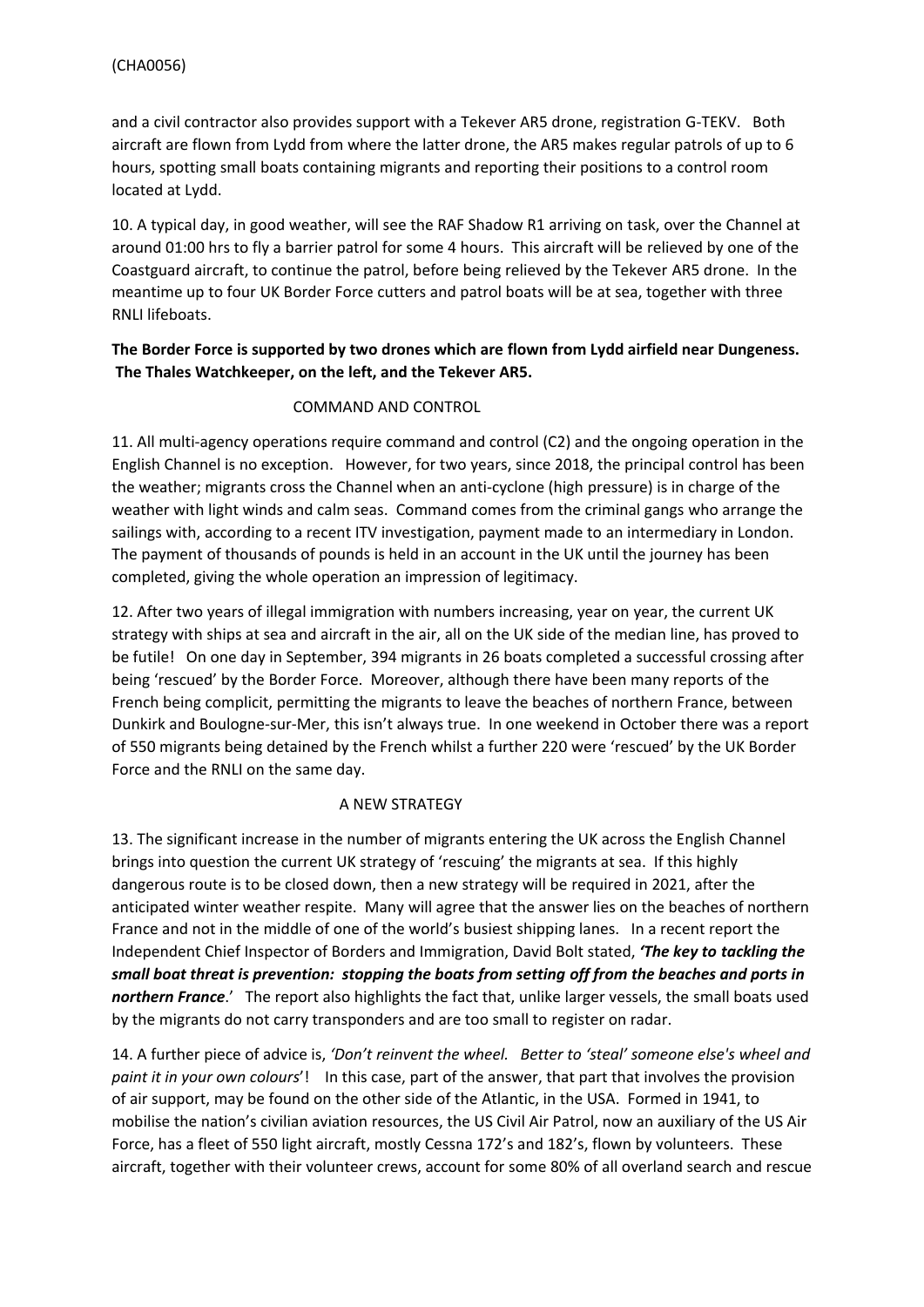and a civil contractor also provides support with a Tekever AR5 drone, registration G-TEKV. Both aircraft are flown from Lydd from where the latter drone, the AR5 makes regular patrols of up to 6 hours, spotting small boats containing migrants and reporting their positions to a control room located at Lydd.

10. A typical day, in good weather, will see the RAF Shadow R1 arriving on task, over the Channel at around 01:00 hrs to fly a barrier patrol for some 4 hours. This aircraft will be relieved by one of the Coastguard aircraft, to continue the patrol, before being relieved by the Tekever AR5 drone. In the meantime up to four UK Border Force cutters and patrol boats will be at sea, together with three RNLI lifeboats.

**The Border Force is supported by two drones which are flown from Lydd airfield near Dungeness. The Thales Watchkeeper, on the left, and the Tekever AR5.**

## COMMAND AND CONTROL

11. All multi-agency operations require command and control (C2) and the ongoing operation in the English Channel is no exception. However, for two years, since 2018, the principal control has been the weather; migrants cross the Channel when an anti-cyclone (high pressure) is in charge of the weather with light winds and calm seas. Command comes from the criminal gangs who arrange the sailings with, according to a recent ITV investigation, payment made to an intermediary in London. The payment of thousands of pounds is held in an account in the UK until the journey has been completed, giving the whole operation an impression of legitimacy.

12. After two years of illegal immigration with numbers increasing, year on year, the current UK strategy with ships at sea and aircraft in the air, all on the UK side of the median line, has proved to be futile! On one day in September, 394 migrants in 26 boats completed a successful crossing after being 'rescued' by the Border Force. Moreover, although there have been many reports of the French being complicit, permitting the migrants to leave the beaches of northern France, between Dunkirk and Boulogne-sur-Mer, this isn't always true. In one weekend in October there was a report of 550 migrants being detained by the French whilst a further 220 were 'rescued' by the UK Border Force and the RNLI on the same day.

## A NEW STRATEGY

13. The significant increase in the number of migrants entering the UK across the English Channel brings into question the current UK strategy of 'rescuing' the migrants at sea. If this highly dangerous route is to be closed down, then a new strategy will be required in 2021, after the anticipated winter weather respite. Many will agree that the answer lies on the beaches of northern France and not in the middle of one of the world's busiest shipping lanes. In a recent report the Independent Chief Inspector of Borders and Immigration, David Bolt stated, ***'The key to tackling the small boat threat is prevention: stopping the boats from setting off from the beaches and ports in northern France**.'* The report also highlights the fact that, unlike larger vessels, the small boats used by the migrants do not carry transponders and are too small to register on radar.

14. A further piece of advice is, *'Don't reinvent the wheel. Better to 'steal' someone else's wheel and paint it in your own colours*'! In this case, part of the answer, that part that involves the provision of air support, may be found on the other side of the Atlantic, in the USA. Formed in 1941, to mobilise the nation's civilian aviation resources, the US Civil Air Patrol, now an auxiliary of the US Air Force, has a fleet of 550 light aircraft, mostly Cessna 172's and 182's, flown by volunteers. These aircraft, together with their volunteer crews, account for some 80% of all overland search and rescue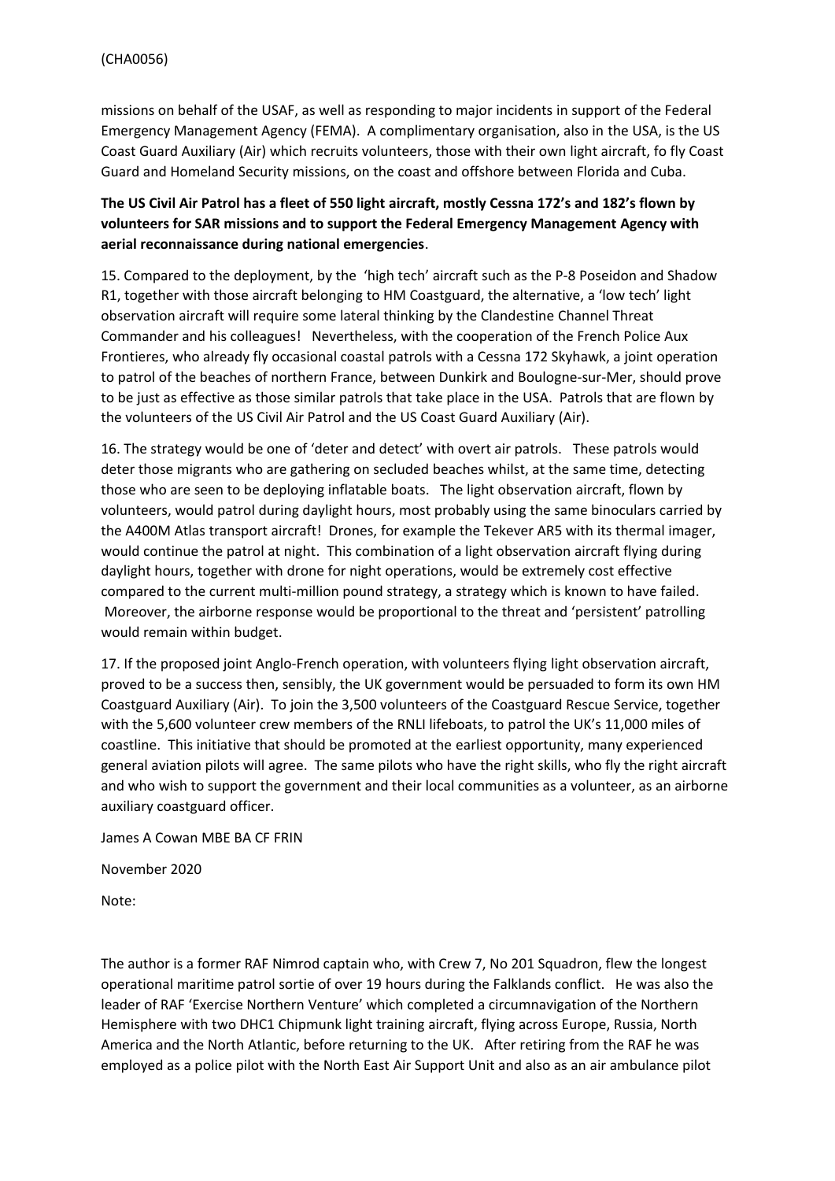missions on behalf of the USAF, as well as responding to major incidents in support of the Federal Emergency Management Agency (FEMA). A complimentary organisation, also in the USA, is the US Coast Guard Auxiliary (Air) which recruits volunteers, those with their own light aircraft, fo fly Coast Guard and Homeland Security missions, on the coast and offshore between Florida and Cuba.

**The US Civil Air Patrol has a fleet of 550 light aircraft, mostly Cessna 172's and 182's flown by volunteers for SAR missions and to support the Federal Emergency Management Agency with aerial reconnaissance during national emergencies**.

15. Compared to the deployment, by the 'high tech' aircraft such as the P-8 Poseidon and Shadow R1, together with those aircraft belonging to HM Coastguard, the alternative, a 'low tech' light observation aircraft will require some lateral thinking by the Clandestine Channel Threat Commander and his colleagues! Nevertheless, with the cooperation of the French Police Aux Frontieres, who already fly occasional coastal patrols with a Cessna 172 Skyhawk, a joint operation to patrol of the beaches of northern France, between Dunkirk and Boulogne-sur-Mer, should prove to be just as effective as those similar patrols that take place in the USA. Patrols that are flown by the volunteers of the US Civil Air Patrol and the US Coast Guard Auxiliary (Air).

16. The strategy would be one of 'deter and detect' with overt air patrols. These patrols would deter those migrants who are gathering on secluded beaches whilst, at the same time, detecting those who are seen to be deploying inflatable boats. The light observation aircraft, flown by volunteers, would patrol during daylight hours, most probably using the same binoculars carried by the A400M Atlas transport aircraft! Drones, for example the Tekever AR5 with its thermal imager, would continue the patrol at night. This combination of a light observation aircraft flying during daylight hours, together with drone for night operations, would be extremely cost effective compared to the current multi-million pound strategy, a strategy which is known to have failed. Moreover, the airborne response would be proportional to the threat and 'persistent' patrolling would remain within budget.

17. If the proposed joint Anglo-French operation, with volunteers flying light observation aircraft, proved to be a success then, sensibly, the UK government would be persuaded to form its own HM Coastguard Auxiliary (Air). To join the 3,500 volunteers of the Coastguard Rescue Service, together with the 5,600 volunteer crew members of the RNLI lifeboats, to patrol the UK's 11,000 miles of coastline. This initiative that should be promoted at the earliest opportunity, many experienced general aviation pilots will agree. The same pilots who have the right skills, who fly the right aircraft and who wish to support the government and their local communities as a volunteer, as an airborne auxiliary coastguard officer.

James A Cowan MBE BA CF FRIN

November 2020

Note:

The author is a former RAF Nimrod captain who, with Crew 7, No 201 Squadron, flew the longest operational maritime patrol sortie of over 19 hours during the Falklands conflict. He was also the leader of RAF 'Exercise Northern Venture' which completed a circumnavigation of the Northern Hemisphere with two DHC1 Chipmunk light training aircraft, flying across Europe, Russia, North America and the North Atlantic, before returning to the UK. After retiring from the RAF he was employed as a police pilot with the North East Air Support Unit and also as an air ambulance pilot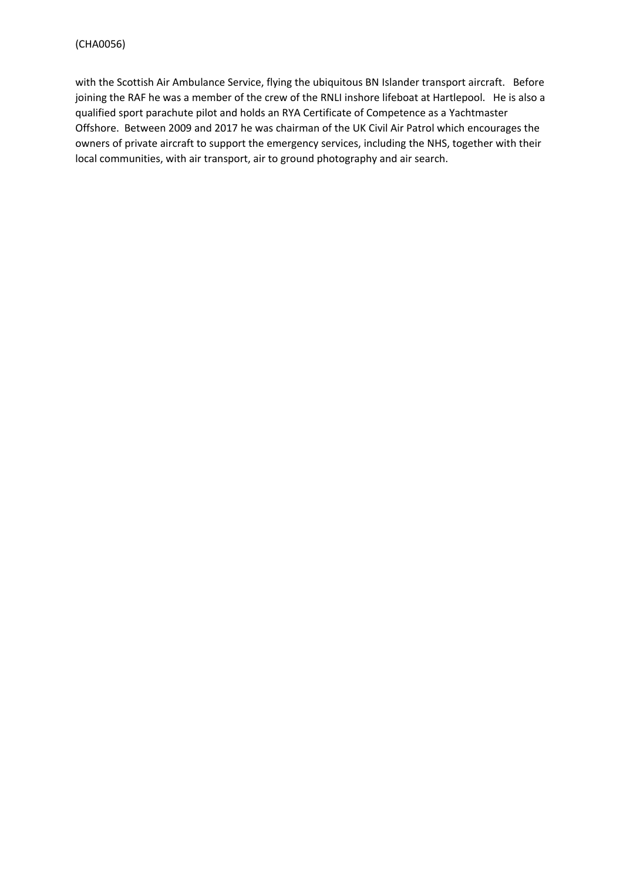with the Scottish Air Ambulance Service, flying the ubiquitous BN Islander transport aircraft. Before joining the RAF he was a member of the crew of the RNLI inshore lifeboat at Hartlepool. He is also a qualified sport parachute pilot and holds an RYA Certificate of Competence as a Yachtmaster Offshore. Between 2009 and 2017 he was chairman of the UK Civil Air Patrol which encourages the owners of private aircraft to support the emergency services, including the NHS, together with their local communities, with air transport, air to ground photography and air search.